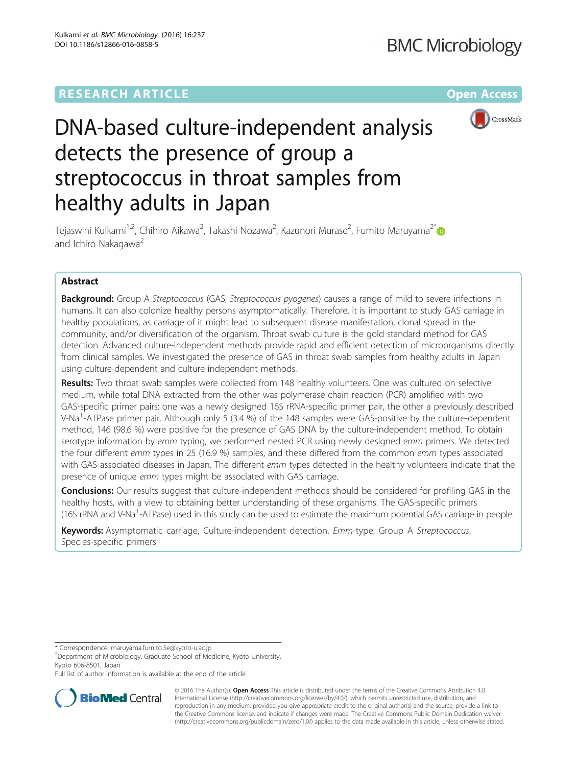RESEARCH ARTICLE

Open Access

# DNA-based culture-independent analysis detects the presence of group a streptococcus in throat samples from healthy adults in Japan

Tejaswini Kulkarni[1,2], Chihiro Aikawa[2], Takashi Nozawa[2], Kazunori Murase[2], Fumito Maruyama[2]* and Ichiro Nakagawa[2]

## Abstract

**Background:** Group A *Streptococcus* (GAS; *Streptococcus pyogenes*) causes a range of mild to severe infections in humans. It can also colonize healthy persons asymptomatically. Therefore, it is important to study GAS carriage in healthy populations, as carriage of it might lead to subsequent disease manifestation, clonal spread in the community, and/or diversification of the organism. Throat swab culture is the gold standard method for GAS detection. Advanced culture-independent methods provide rapid and efficient detection of microorganisms directly from clinical samples. We investigated the presence of GAS in throat swab samples from healthy adults in Japan using culture-dependent and culture-independent methods.

**Results:** Two throat swab samples were collected from 148 healthy volunteers. One was cultured on selective medium, while total DNA extracted from the other was polymerase chain reaction (PCR) amplified with two GAS-specific primer pairs: one was a newly designed 16S rRNA-specific primer pair, the other a previously described V-$Na^+$-ATPase primer pair. Although only 5 (3.4 %) of the 148 samples were GAS-positive by the culture-dependent method, 146 (98.6 %) were positive for the presence of GAS DNA by the culture-independent method. To obtain serotype information by *emm* typing, we performed nested PCR using newly designed *emm* primers. We detected the four different *emm* types in 25 (16.9 %) samples, and these differed from the common *emm* types associated with GAS associated diseases in Japan. The different *emm* types detected in the healthy volunteers indicate that the presence of unique *emm* types might be associated with GAS carriage.

**Conclusions:** Our results suggest that culture-independent methods should be considered for profiling GAS in the healthy hosts, with a view to obtaining better understanding of these organisms. The GAS-specific primers (16S rRNA and V-$Na^+$-ATPase) used in this study can be used to estimate the maximum potential GAS carriage in people.

**Keywords:** Asymptomatic carriage, Culture-independent detection, *Emm*-type, Group A *Streptococcus*, Species-specific primers

\* Correspondence: maruyama.fumito.5e@kyoto-u.ac.jp
[2]Department of Microbiology, Graduate School of Medicine, Kyoto University, Kyoto 606-8501, Japan
Full list of author information is available at the end of the article

© 2016 The Author(s). **Open Access** This article is distributed under the terms of the Creative Commons Attribution 4.0 International License (http://creativecommons.org/licenses/by/4.0/), which permits unrestricted use, distribution, and reproduction in any medium, provided you give appropriate credit to the original author(s) and the source, provide a link to the Creative Commons license, and indicate if changes were made. The Creative Commons Public Domain Dedication waiver (http://creativecommons.org/publicdomain/zero/1.0/) applies to the data made available in this article, unless otherwise stated.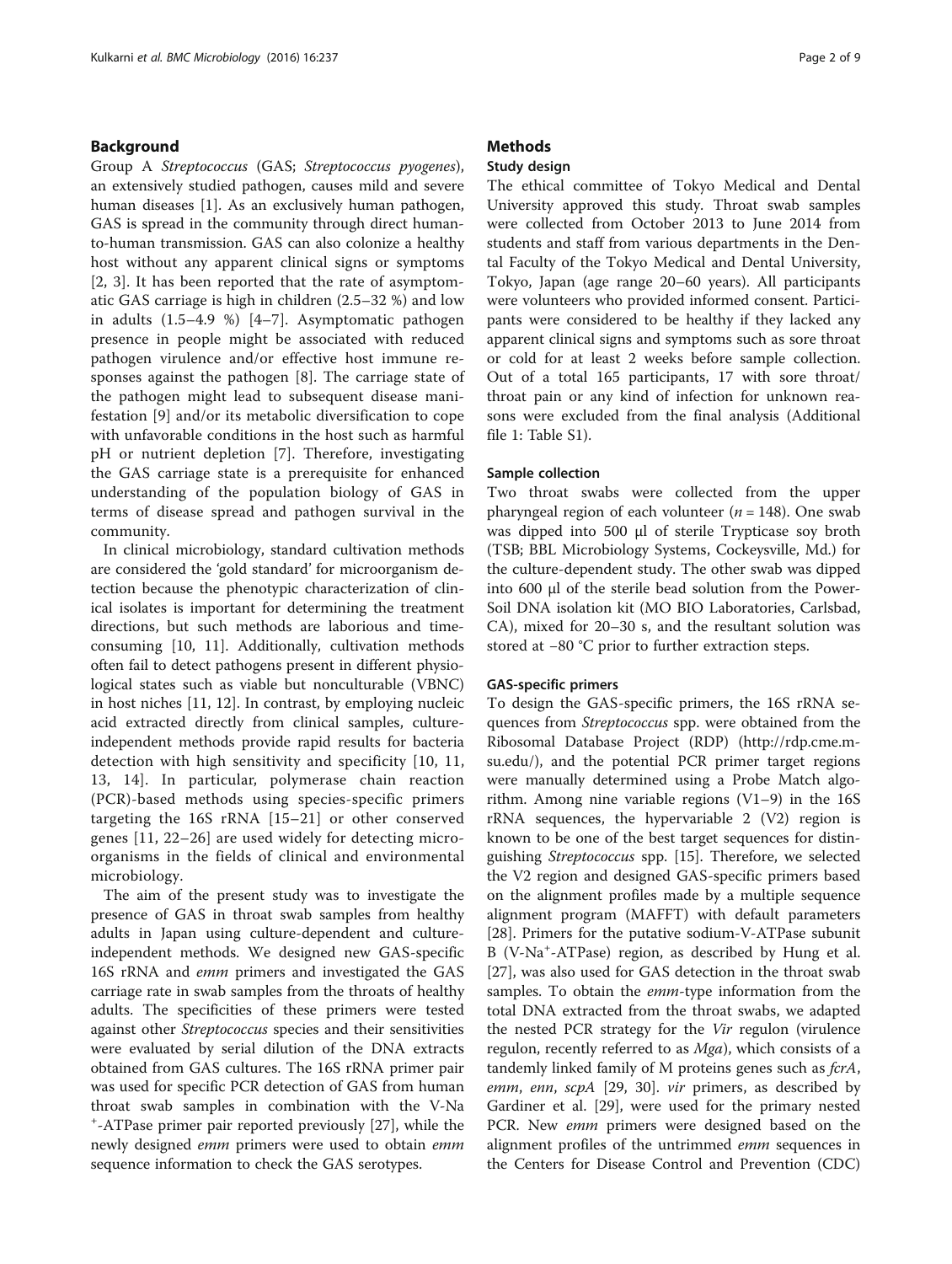## Background

Group A *Streptococcus* (GAS; *Streptococcus pyogenes*), an extensively studied pathogen, causes mild and severe human diseases [1]. As an exclusively human pathogen, GAS is spread in the community through direct human-to-human transmission. GAS can also colonize a healthy host without any apparent clinical signs or symptoms [2, 3]. It has been reported that the rate of asymptomatic GAS carriage is high in children (2.5–32 %) and low in adults (1.5–4.9 %) [4–7]. Asymptomatic pathogen presence in people might be associated with reduced pathogen virulence and/or effective host immune responses against the pathogen [8]. The carriage state of the pathogen might lead to subsequent disease manifestation [9] and/or its metabolic diversification to cope with unfavorable conditions in the host such as harmful pH or nutrient depletion [7]. Therefore, investigating the GAS carriage state is a prerequisite for enhanced understanding of the population biology of GAS in terms of disease spread and pathogen survival in the community.

In clinical microbiology, standard cultivation methods are considered the 'gold standard' for microorganism detection because the phenotypic characterization of clinical isolates is important for determining the treatment directions, but such methods are laborious and time-consuming [10, 11]. Additionally, cultivation methods often fail to detect pathogens present in different physiological states such as viable but nonculturable (VBNC) in host niches [11, 12]. In contrast, by employing nucleic acid extracted directly from clinical samples, culture-independent methods provide rapid results for bacteria detection with high sensitivity and specificity [10, 11, 13, 14]. In particular, polymerase chain reaction (PCR)-based methods using species-specific primers targeting the 16S rRNA [15–21] or other conserved genes [11, 22–26] are used widely for detecting microorganisms in the fields of clinical and environmental microbiology.

The aim of the present study was to investigate the presence of GAS in throat swab samples from healthy adults in Japan using culture-dependent and culture-independent methods. We designed new GAS-specific 16S rRNA and *emm* primers and investigated the GAS carriage rate in swab samples from the throats of healthy adults. The specificities of these primers were tested against other *Streptococcus* species and their sensitivities were evaluated by serial dilution of the DNA extracts obtained from GAS cultures. The 16S rRNA primer pair was used for specific PCR detection of GAS from human throat swab samples in combination with the V-Na$^+$-ATPase primer pair reported previously [27], while the newly designed *emm* primers were used to obtain *emm* sequence information to check the GAS serotypes.

## Methods

### Study design

The ethical committee of Tokyo Medical and Dental University approved this study. Throat swab samples were collected from October 2013 to June 2014 from students and staff from various departments in the Dental Faculty of the Tokyo Medical and Dental University, Tokyo, Japan (age range 20–60 years). All participants were volunteers who provided informed consent. Participants were considered to be healthy if they lacked any apparent clinical signs and symptoms such as sore throat or cold for at least 2 weeks before sample collection. Out of a total 165 participants, 17 with sore throat/throat pain or any kind of infection for unknown reasons were excluded from the final analysis (Additional file 1: Table S1).

### Sample collection

Two throat swabs were collected from the upper pharyngeal region of each volunteer ($n = 148$). One swab was dipped into 500 μl of sterile Trypticase soy broth (TSB; BBL Microbiology Systems, Cockeysville, Md.) for the culture-dependent study. The other swab was dipped into 600 μl of the sterile bead solution from the PowerSoil DNA isolation kit (MO BIO Laboratories, Carlsbad, CA), mixed for 20–30 s, and the resultant solution was stored at −80 °C prior to further extraction steps.

### GAS-specific primers

To design the GAS-specific primers, the 16S rRNA sequences from *Streptococcus* spp. were obtained from the Ribosomal Database Project (RDP) (http://rdp.cme.msu.edu/), and the potential PCR primer target regions were manually determined using a Probe Match algorithm. Among nine variable regions (V1–9) in the 16S rRNA sequences, the hypervariable 2 (V2) region is known to be one of the best target sequences for distinguishing *Streptococcus* spp. [15]. Therefore, we selected the V2 region and designed GAS-specific primers based on the alignment profiles made by a multiple sequence alignment program (MAFFT) with default parameters [28]. Primers for the putative sodium-V-ATPase subunit B (V-Na$^+$-ATPase) region, as described by Hung et al. [27], was also used for GAS detection in the throat swab samples. To obtain the *emm*-type information from the total DNA extracted from the throat swabs, we adapted the nested PCR strategy for the *Vir* regulon (virulence regulon, recently referred to as *Mga*), which consists of a tandemly linked family of M proteins genes such as *fcrA*, *emm*, *enn*, *scpA* [29, 30]. *vir* primers, as described by Gardiner et al. [29], were used for the primary nested PCR. New *emm* primers were designed based on the alignment profiles of the untrimmed *emm* sequences in the Centers for Disease Control and Prevention (CDC)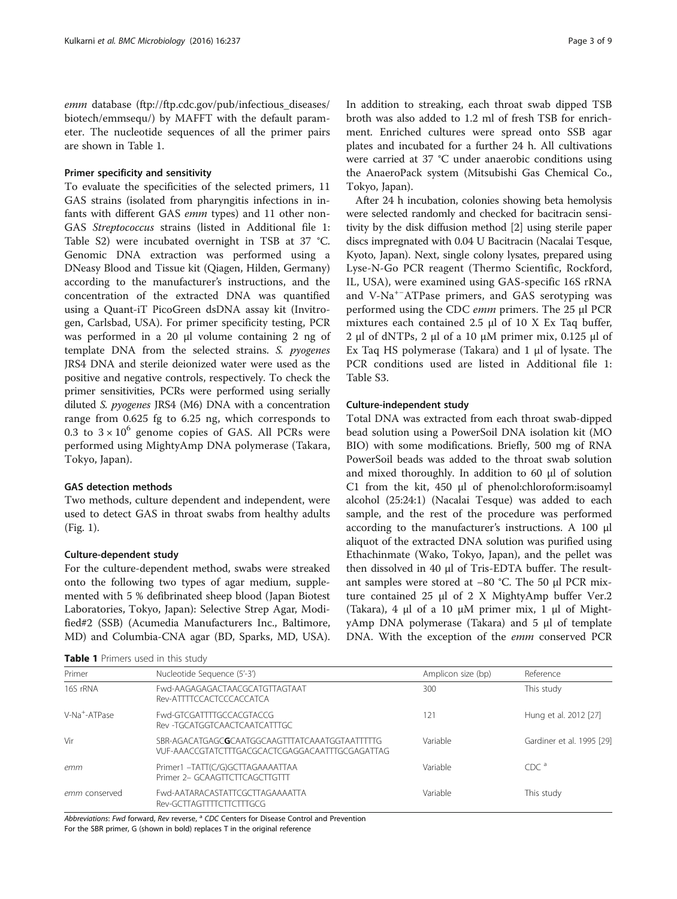*emm* database (ftp://ftp.cdc.gov/pub/infectious_diseases/biotech/emmsequ/) by MAFFT with the default parameter. The nucleotide sequences of all the primer pairs are shown in Table 1.

#### Primer specificity and sensitivity

To evaluate the specificities of the selected primers, 11 GAS strains (isolated from pharyngitis infections in infants with different GAS *emm* types) and 11 other non-GAS *Streptococcus* strains (listed in Additional file 1: Table S2) were incubated overnight in TSB at 37 °C. Genomic DNA extraction was performed using a DNeasy Blood and Tissue kit (Qiagen, Hilden, Germany) according to the manufacturer's instructions, and the concentration of the extracted DNA was quantified using a Quant-iT PicoGreen dsDNA assay kit (Invitrogen, Carlsbad, USA). For primer specificity testing, PCR was performed in a 20 μl volume containing 2 ng of template DNA from the selected strains. *S. pyogenes* JRS4 DNA and sterile deionized water were used as the positive and negative controls, respectively. To check the primer sensitivities, PCRs were performed using serially diluted *S. pyogenes* JRS4 (M6) DNA with a concentration range from 0.625 fg to 6.25 ng, which corresponds to 0.3 to $3 \times 10^6$ genome copies of GAS. All PCRs were performed using MightyAmp DNA polymerase (Takara, Tokyo, Japan).

#### GAS detection methods

Two methods, culture dependent and independent, were used to detect GAS in throat swabs from healthy adults (Fig. 1).

#### Culture-dependent study

For the culture-dependent method, swabs were streaked onto the following two types of agar medium, supplemented with 5 % defibrinated sheep blood (Japan Biotest Laboratories, Tokyo, Japan): Selective Strep Agar, Modified#2 (SSB) (Acumedia Manufacturers Inc., Baltimore, MD) and Columbia-CNA agar (BD, Sparks, MD, USA). In addition to streaking, each throat swab dipped TSB broth was also added to 1.2 ml of fresh TSB for enrichment. Enriched cultures were spread onto SSB agar plates and incubated for a further 24 h. All cultivations were carried at 37 °C under anaerobic conditions using the AnaeroPack system (Mitsubishi Gas Chemical Co., Tokyo, Japan).

After 24 h incubation, colonies showing beta hemolysis were selected randomly and checked for bacitracin sensitivity by the disk diffusion method [2] using sterile paper discs impregnated with 0.04 U Bacitracin (Nacalai Tesque, Kyoto, Japan). Next, single colony lysates, prepared using Lyse-N-Go PCR reagent (Thermo Scientific, Rockford, IL, USA), were examined using GAS-specific 16S rRNA and V-$Na^{+-}$ATPase primers, and GAS serotyping was performed using the CDC *emm* primers. The 25 μl PCR mixtures each contained 2.5 μl of 10 X Ex Taq buffer, 2 μl of dNTPs, 2 μl of a 10 μM primer mix, 0.125 μl of Ex Taq HS polymerase (Takara) and 1 μl of lysate. The PCR conditions used are listed in Additional file 1: Table S3.

#### Culture-independent study

Total DNA was extracted from each throat swab-dipped bead solution using a PowerSoil DNA isolation kit (MO BIO) with some modifications. Briefly, 500 mg of RNA PowerSoil beads was added to the throat swab solution and mixed thoroughly. In addition to 60 μl of solution C1 from the kit, 450 μl of phenol:chloroform:isoamyl alcohol (25:24:1) (Nacalai Tesque) was added to each sample, and the rest of the procedure was performed according to the manufacturer's instructions. A 100 μl aliquot of the extracted DNA solution was purified using Ethachinmate (Wako, Tokyo, Japan), and the pellet was then dissolved in 40 μl of Tris-EDTA buffer. The resultant samples were stored at −80 °C. The 50 μl PCR mixture contained 25 μl of 2 X MightyAmp buffer Ver.2 (Takara), 4 μl of a 10 μM primer mix, 1 μl of MightyAmp DNA polymerase (Takara) and 5 μl of template DNA. With the exception of the *emm* conserved PCR

**Table 1** Primers used in this study

| Primer | Nucleotide Sequence (5'-3') | Amplicon size (bp) | Reference |
|---|---|---|---|
| 16S rRNA | Fwd-AAGAGAGACTAACGCATGTTAGTAAT<br>Rev-ATTTTCCACTCCCACCATCA | 300 | This study |
| V-$Na^+$-ATPase | Fwd-GTCGATTTTGCCACGTACCG<br>Rev -TGCATGGTCAACTCAATCATTTGC | 121 | Hung et al. 2012 [27] |
| Vir | SBR-AGACATGAGC**G**CAATGGCAAGTTTATCAAATGGTAATTTTTG<br>VUF-AAACCGTATCTTTGACGCACTCGAGGACAATTTGCGAGATTAG | Variable | Gardiner et al. 1995 [29] |
| *emm* | Primer1 –TATT(C/G)GCTTAGAAAATTAA<br>Primer 2– GCAAGTTCTTCAGCTTGTTT | Variable | CDC [a] |
| *emm* conserved | Fwd-AATARACASTATTCGCTTAGAAAATTA<br>Rev-GCTTAGTTTTCTTCTTTGCG | Variable | This study |

*Abbreviations*: *Fwd* forward, *Rev* reverse, [a] *CDC* Centers for Disease Control and Prevention
For the SBR primer, G (shown in bold) replaces T in the original reference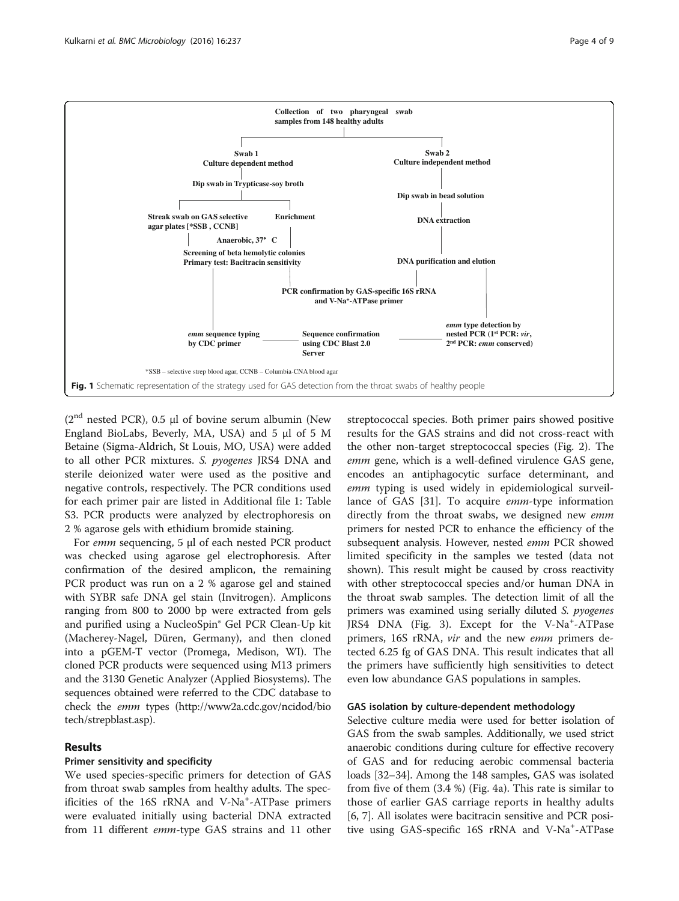Collection of two pharyngeal swab samples from 148 healthy adults

Swab 1 Culture dependent method

Dip swab in Trypticase-soy broth

Streak swab on GAS selective agar plates [*SSB, CCNB]

Enrichment

Anaerobic, 37° C

Screening of beta hemolytic colonies Primary test: Bacitracin sensitivity

Swab 2 Culture independent method

Dip swab in bead solution

DNA extraction

DNA purification and elution

PCR confirmation by GAS-specific 16S rRNA and V-Na$^+$-ATPase primer

*emm* sequence typing by CDC primer

Sequence confirmation using CDC Blast 2.0 Server

*emm* type detection by nested PCR (1st PCR: *vir*, 2nd PCR: *emm* conserved)

*SSB – selective strep blood agar, CCNB – Columbia-CNA blood agar

**Fig. 1** Schematic representation of the strategy used for GAS detection from the throat swabs of healthy people

(2nd nested PCR), 0.5 μl of bovine serum albumin (New England BioLabs, Beverly, MA, USA) and 5 μl of 5 M Betaine (Sigma-Aldrich, St Louis, MO, USA) were added to all other PCR mixtures. *S. pyogenes* JRS4 DNA and sterile deionized water were used as the positive and negative controls, respectively. The PCR conditions used for each primer pair are listed in Additional file 1: Table S3. PCR products were analyzed by electrophoresis on 2 % agarose gels with ethidium bromide staining.

For *emm* sequencing, 5 μl of each nested PCR product was checked using agarose gel electrophoresis. After confirmation of the desired amplicon, the remaining PCR product was run on a 2 % agarose gel and stained with SYBR safe DNA gel stain (Invitrogen). Amplicons ranging from 800 to 2000 bp were extracted from gels and purified using a NucleoSpin® Gel PCR Clean-Up kit (Macherey-Nagel, Düren, Germany), and then cloned into a pGEM-T vector (Promega, Medison, WI). The cloned PCR products were sequenced using M13 primers and the 3130 Genetic Analyzer (Applied Biosystems). The sequences obtained were referred to the CDC database to check the *emm* types (http://www2a.cdc.gov/ncidod/biotech/strepblast.asp).

## Results

### Primer sensitivity and specificity

We used species-specific primers for detection of GAS from throat swab samples from healthy adults. The specificities of the 16S rRNA and V-Na$^+$-ATPase primers were evaluated initially using bacterial DNA extracted from 11 different *emm*-type GAS strains and 11 other streptococcal species. Both primer pairs showed positive results for the GAS strains and did not cross-react with the other non-target streptococcal species (Fig. 2). The *emm* gene, which is a well-defined virulence GAS gene, encodes an antiphagocytic surface determinant, and *emm* typing is used widely in epidemiological surveillance of GAS [31]. To acquire *emm*-type information directly from the throat swabs, we designed new *emm* primers for nested PCR to enhance the efficiency of the subsequent analysis. However, nested *emm* PCR showed limited specificity in the samples we tested (data not shown). This result might be caused by cross reactivity with other streptococcal species and/or human DNA in the throat swab samples. The detection limit of all the primers was examined using serially diluted *S. pyogenes* JRS4 DNA (Fig. 3). Except for the V-Na$^+$-ATPase primers, 16S rRNA, *vir* and the new *emm* primers detected 6.25 fg of GAS DNA. This result indicates that all the primers have sufficiently high sensitivities to detect even low abundance GAS populations in samples.

### GAS isolation by culture-dependent methodology

Selective culture media were used for better isolation of GAS from the swab samples. Additionally, we used strict anaerobic conditions during culture for effective recovery of GAS and for reducing aerobic commensal bacteria loads [32–34]. Among the 148 samples, GAS was isolated from five of them (3.4 %) (Fig. 4a). This rate is similar to those of earlier GAS carriage reports in healthy adults [6, 7]. All isolates were bacitracin sensitive and PCR positive using GAS-specific 16S rRNA and V-Na$^+$-ATPase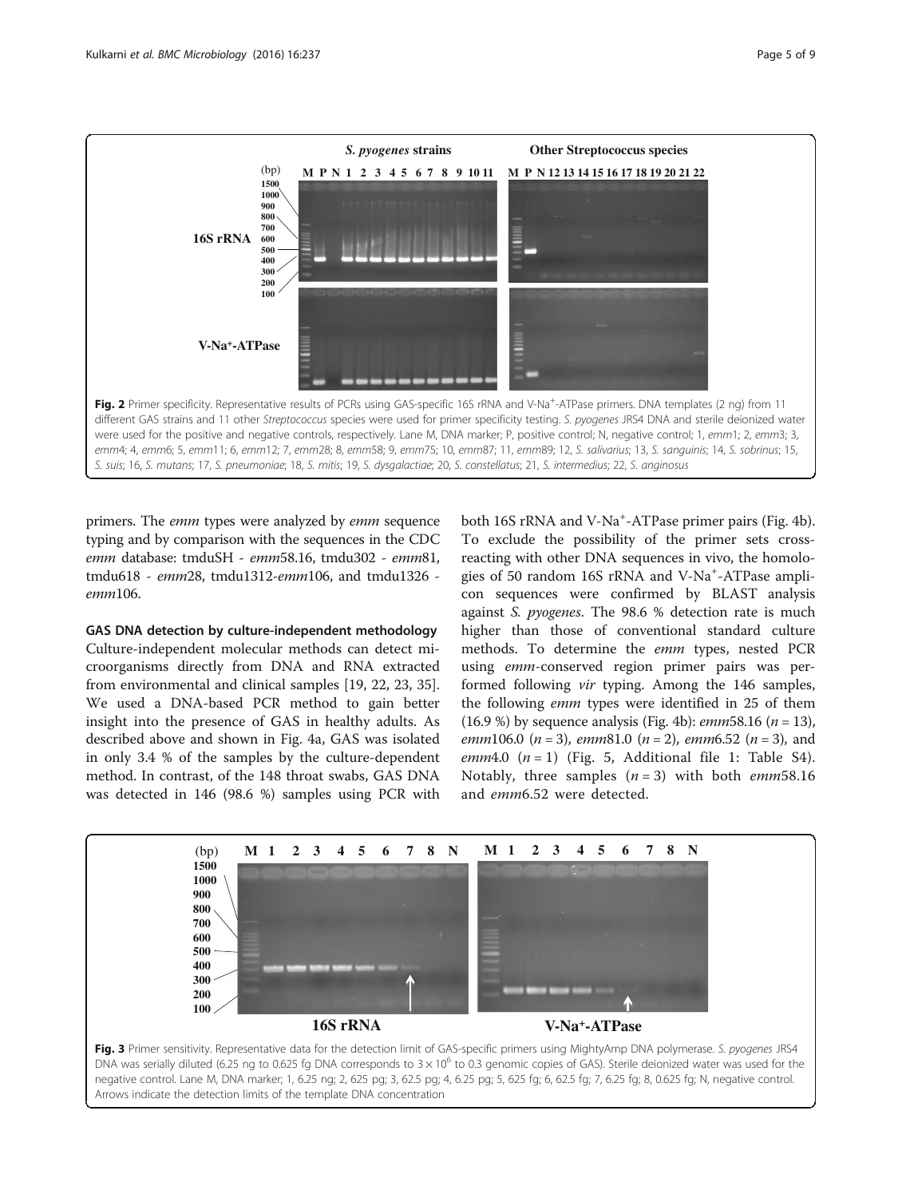Fig. 2 Primer specificity. Representative results of PCRs using GAS-specific 16S rRNA and V-Na$^+$-ATPase primers. DNA templates (2 ng) from 11 different GAS strains and 11 other *Streptococcus* species were used for primer specificity testing. *S. pyogenes* JRS4 DNA and sterile deionized water were used for the positive and negative controls, respectively. Lane M, DNA marker; P, positive control; N, negative control; 1, *emm*1; 2, *emm*3; 3, *emm*4; 4, *emm*6; 5, *emm*11; 6, *emm*12; 7, *emm*28; 8, *emm*58; 9, *emm*75; 10, *emm*87; 11, *emm*89; 12, *S. salivarius*; 13, *S. sanguinis*; 14, *S. sobrinus*; 15, *S. suis*; 16, *S. mutans*; 17, *S. pneumoniae*; 18, *S. mitis*; 19, *S. dysgalactiae*; 20, *S. constellatus*; 21, *S. intermedius*; 22, *S. anginosus*

primers. The *emm* types were analyzed by *emm* sequence typing and by comparison with the sequences in the CDC *emm* database: tmduSH - *emm*58.16, tmdu302 - *emm*81, tmdu618 - *emm*28, tmdu1312-*emm*106, and tmdu1326 - *emm*106.

### GAS DNA detection by culture-independent methodology

Culture-independent molecular methods can detect microorganisms directly from DNA and RNA extracted from environmental and clinical samples [19, 22, 23, 35]. We used a DNA-based PCR method to gain better insight into the presence of GAS in healthy adults. As described above and shown in Fig. 4a, GAS was isolated in only 3.4 % of the samples by the culture-dependent method. In contrast, of the 148 throat swabs, GAS DNA was detected in 146 (98.6 %) samples using PCR with both 16S rRNA and V-Na$^+$-ATPase primer pairs (Fig. 4b). To exclude the possibility of the primer sets cross-reacting with other DNA sequences in vivo, the homologies of 50 random 16S rRNA and V-Na$^+$-ATPase amplicon sequences were confirmed by BLAST analysis against *S. pyogenes*. The 98.6 % detection rate is much higher than those of conventional standard culture methods. To determine the *emm* types, nested PCR using *emm*-conserved region primer pairs was performed following *vir* typing. Among the 146 samples, the following *emm* types were identified in 25 of them (16.9 %) by sequence analysis (Fig. 4b): *emm*58.16 ($n = 13$), *emm*106.0 ($n = 3$), *emm*81.0 ($n = 2$), *emm*6.52 ($n = 3$), and *emm*4.0 ($n = 1$) (Fig. 5, Additional file 1: Table S4). Notably, three samples ($n = 3$) with both *emm*58.16 and *emm*6.52 were detected.

Fig. 3 Primer sensitivity. Representative data for the detection limit of GAS-specific primers using MightyAmp DNA polymerase. *S. pyogenes* JRS4 DNA was serially diluted (6.25 ng to 0.625 fg DNA corresponds to $3 \times 10^6$ to 0.3 genomic copies of GAS). Sterile deionized water was used for the negative control. Lane M, DNA marker; 1, 6.25 ng; 2, 625 pg; 3, 62.5 pg; 4, 6.25 pg; 5, 625 fg; 6, 62.5 fg; 7, 6.25 fg; 8, 0.625 fg; N, negative control. Arrows indicate the detection limits of the template DNA concentration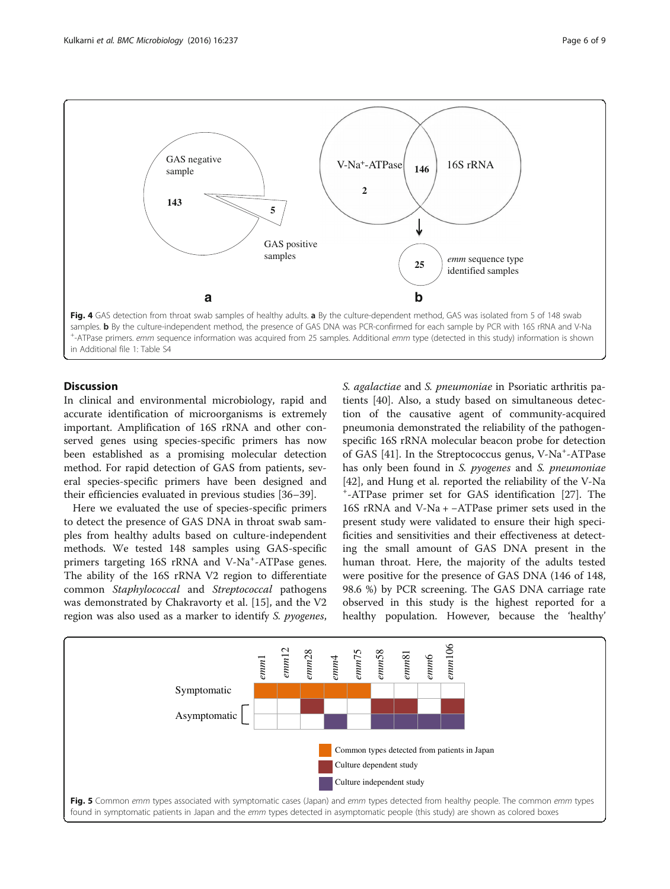Fig. 4 GAS detection from throat swab samples of healthy adults. **a** By the culture-dependent method, GAS was isolated from 5 of 148 swab samples. **b** By the culture-independent method, the presence of GAS DNA was PCR-confirmed for each sample by PCR with 16S rRNA and V-Na$^{+}$-ATPase primers. *emm* sequence information was acquired from 25 samples. Additional *emm* type (detected in this study) information is shown in Additional file 1: Table S4

## Discussion

In clinical and environmental microbiology, rapid and accurate identification of microorganisms is extremely important. Amplification of 16S rRNA and other conserved genes using species-specific primers has now been established as a promising molecular detection method. For rapid detection of GAS from patients, several species-specific primers have been designed and their efficiencies evaluated in previous studies [36–39].

Here we evaluated the use of species-specific primers to detect the presence of GAS DNA in throat swab samples from healthy adults based on culture-independent methods. We tested 148 samples using GAS-specific primers targeting 16S rRNA and V-Na$^{+}$-ATPase genes. The ability of the 16S rRNA V2 region to differentiate common *Staphylococcal* and *Streptococcal* pathogens was demonstrated by Chakravorty et al. [15], and the V2 region was also used as a marker to identify *S. pyogenes*, *S. agalactiae* and *S. pneumoniae* in Psoriatic arthritis patients [40]. Also, a study based on simultaneous detection of the causative agent of community-acquired pneumonia demonstrated the reliability of the pathogen-specific 16S rRNA molecular beacon probe for detection of GAS [41]. In the Streptococcus genus, V-Na$^{+}$-ATPase has only been found in *S. pyogenes* and *S. pneumoniae* [42], and Hung et al. reported the reliability of the V-Na$^{+}$-ATPase primer set for GAS identification [27]. The 16S rRNA and V-Na + −ATPase primer sets used in the present study were validated to ensure their high specificities and sensitivities and their effectiveness at detecting the small amount of GAS DNA present in the human throat. Here, the majority of the adults tested were positive for the presence of GAS DNA (146 of 148, 98.6 %) by PCR screening. The GAS DNA carriage rate observed in this study is the highest reported for a healthy population. However, because the 'healthy'

Fig. 5 Common *emm* types associated with symptomatic cases (Japan) and *emm* types detected from healthy people. The common *emm* types found in symptomatic patients in Japan and the *emm* types detected in asymptomatic people (this study) are shown as colored boxes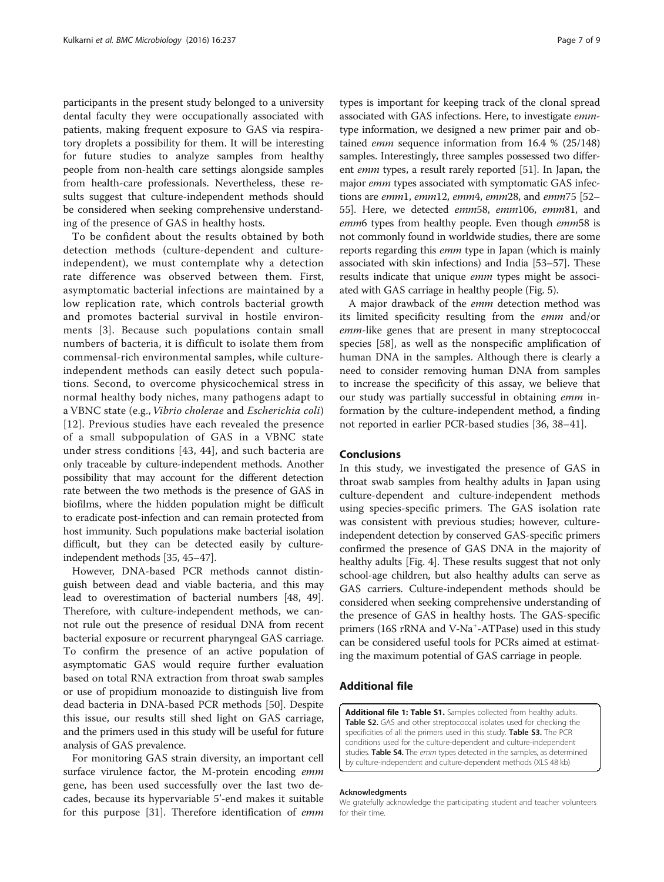participants in the present study belonged to a university dental faculty they were occupationally associated with patients, making frequent exposure to GAS via respiratory droplets a possibility for them. It will be interesting for future studies to analyze samples from healthy people from non-health care settings alongside samples from health-care professionals. Nevertheless, these results suggest that culture-independent methods should be considered when seeking comprehensive understanding of the presence of GAS in healthy hosts.

To be confident about the results obtained by both detection methods (culture-dependent and culture-independent), we must contemplate why a detection rate difference was observed between them. First, asymptomatic bacterial infections are maintained by a low replication rate, which controls bacterial growth and promotes bacterial survival in hostile environments [3]. Because such populations contain small numbers of bacteria, it is difficult to isolate them from commensal-rich environmental samples, while culture-independent methods can easily detect such populations. Second, to overcome physicochemical stress in normal healthy body niches, many pathogens adapt to a VBNC state (e.g., *Vibrio cholerae* and *Escherichia coli*) [12]. Previous studies have each revealed the presence of a small subpopulation of GAS in a VBNC state under stress conditions [43, 44], and such bacteria are only traceable by culture-independent methods. Another possibility that may account for the different detection rate between the two methods is the presence of GAS in biofilms, where the hidden population might be difficult to eradicate post-infection and can remain protected from host immunity. Such populations make bacterial isolation difficult, but they can be detected easily by culture-independent methods [35, 45–47].

However, DNA-based PCR methods cannot distinguish between dead and viable bacteria, and this may lead to overestimation of bacterial numbers [48, 49]. Therefore, with culture-independent methods, we cannot rule out the presence of residual DNA from recent bacterial exposure or recurrent pharyngeal GAS carriage. To confirm the presence of an active population of asymptomatic GAS would require further evaluation based on total RNA extraction from throat swab samples or use of propidium monoazide to distinguish live from dead bacteria in DNA-based PCR methods [50]. Despite this issue, our results still shed light on GAS carriage, and the primers used in this study will be useful for future analysis of GAS prevalence.

For monitoring GAS strain diversity, an important cell surface virulence factor, the M-protein encoding *emm* gene, has been used successfully over the last two decades, because its hypervariable 5'-end makes it suitable for this purpose [31]. Therefore identification of *emm* types is important for keeping track of the clonal spread associated with GAS infections. Here, to investigate *emm*-type information, we designed a new primer pair and obtained *emm* sequence information from 16.4 % (25/148) samples. Interestingly, three samples possessed two different *emm* types, a result rarely reported [51]. In Japan, the major *emm* types associated with symptomatic GAS infections are *emm*1, *emm*12, *emm*4, *emm*28, and *emm*75 [52–55]. Here, we detected *emm*58, *emm*106, *emm*81, and *emm*6 types from healthy people. Even though *emm*58 is not commonly found in worldwide studies, there are some reports regarding this *emm* type in Japan (which is mainly associated with skin infections) and India [53–57]. These results indicate that unique *emm* types might be associated with GAS carriage in healthy people (Fig. 5).

A major drawback of the *emm* detection method was its limited specificity resulting from the *emm* and/or *emm*-like genes that are present in many streptococcal species [58], as well as the nonspecific amplification of human DNA in the samples. Although there is clearly a need to consider removing human DNA from samples to increase the specificity of this assay, we believe that our study was partially successful in obtaining *emm* information by the culture-independent method, a finding not reported in earlier PCR-based studies [36, 38–41].

## Conclusions

In this study, we investigated the presence of GAS in throat swab samples from healthy adults in Japan using culture-dependent and culture-independent methods using species-specific primers. The GAS isolation rate was consistent with previous studies; however, culture-independent detection by conserved GAS-specific primers confirmed the presence of GAS DNA in the majority of healthy adults [Fig. 4]. These results suggest that not only school-age children, but also healthy adults can serve as GAS carriers. Culture-independent methods should be considered when seeking comprehensive understanding of the presence of GAS in healthy hosts. The GAS-specific primers (16S rRNA and V-$Na^+$-ATPase) used in this study can be considered useful tools for PCRs aimed at estimating the maximum potential of GAS carriage in people.

## Additional file

**Additional file 1: Table S1.** Samples collected from healthy adults. **Table S2.** GAS and other streptococcal isolates used for checking the specificities of all the primers used in this study. **Table S3.** The PCR conditions used for the culture-dependent and culture-independent studies. **Table S4.** The *emm* types detected in the samples, as determined by culture-independent and culture-dependent methods (XLS 48 kb)

#### Acknowledgments

We gratefully acknowledge the participating student and teacher volunteers for their time.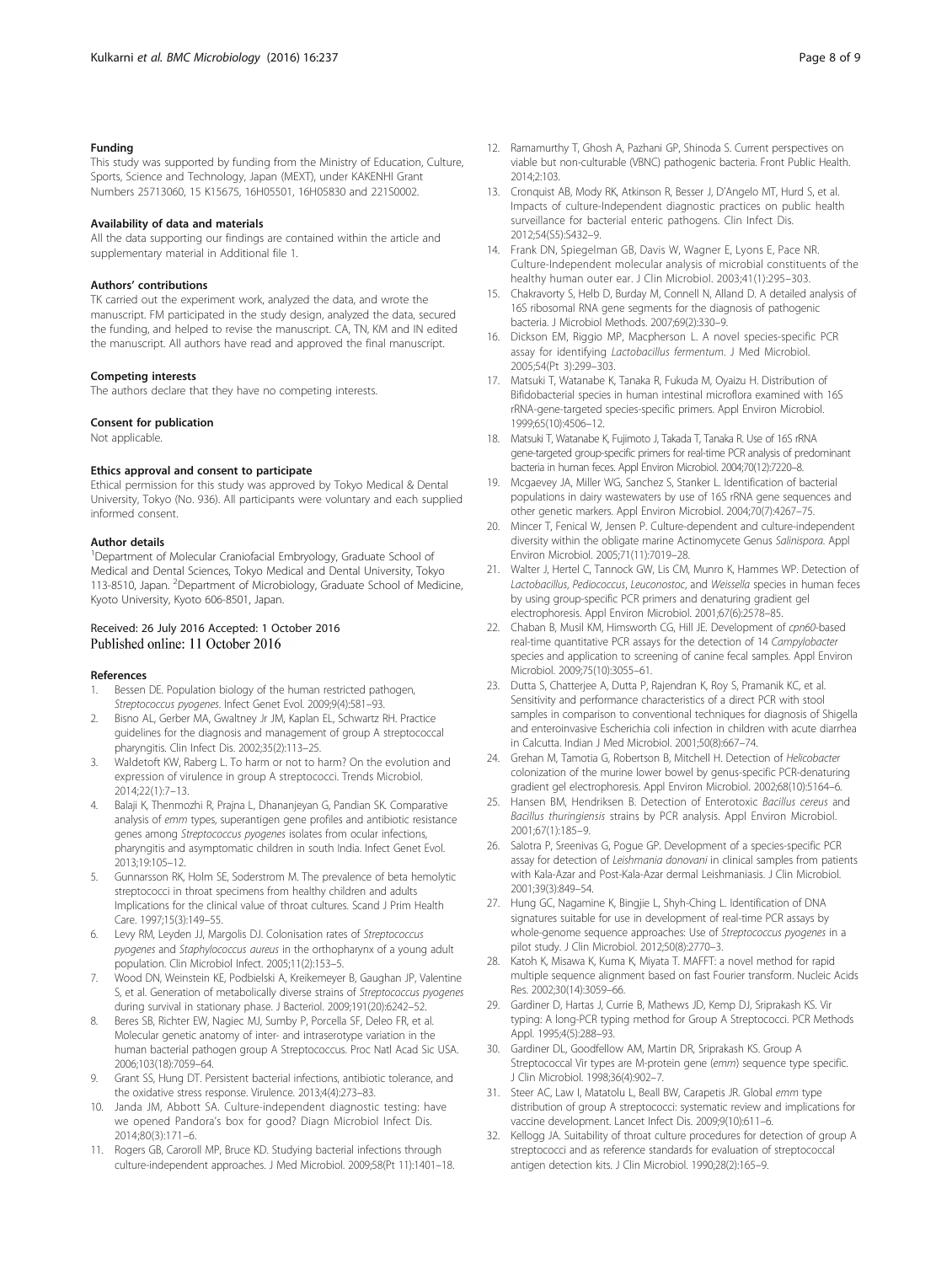#### Funding

This study was supported by funding from the Ministry of Education, Culture, Sports, Science and Technology, Japan (MEXT), under KAKENHI Grant Numbers 25713060, 15 K15675, 16H05501, 16H05830 and 221S0002.

#### Availability of data and materials

All the data supporting our findings are contained within the article and supplementary material in Additional file 1.

#### Authors' contributions

TK carried out the experiment work, analyzed the data, and wrote the manuscript. FM participated in the study design, analyzed the data, secured the funding, and helped to revise the manuscript. CA, TN, KM and IN edited the manuscript. All authors have read and approved the final manuscript.

#### Competing interests

The authors declare that they have no competing interests.

#### Consent for publication

Not applicable.

#### Ethics approval and consent to participate

Ethical permission for this study was approved by Tokyo Medical & Dental University, Tokyo (No. 936). All participants were voluntary and each supplied informed consent.

#### Author details

[1]Department of Molecular Craniofacial Embryology, Graduate School of Medical and Dental Sciences, Tokyo Medical and Dental University, Tokyo 113-8510, Japan. [2]Department of Microbiology, Graduate School of Medicine, Kyoto University, Kyoto 606-8501, Japan.

Received: 26 July 2016 Accepted: 1 October 2016
Published online: 11 October 2016

#### References

1. Bessen DE. Population biology of the human restricted pathogen, *Streptococcus pyogenes*. Infect Genet Evol. 2009;9(4):581–93.
2. Bisno AL, Gerber MA, Gwaltney Jr JM, Kaplan EL, Schwartz RH. Practice guidelines for the diagnosis and management of group A streptococcal pharyngitis. Clin Infect Dis. 2002;35(2):113–25.
3. Waldetoft KW, Raberg L. To harm or not to harm? On the evolution and expression of virulence in group A streptococci. Trends Microbiol. 2014;22(1):7–13.
4. Balaji K, Thenmozhi R, Prajna L, Dhananjeyan G, Pandian SK. Comparative analysis of *emm* types, superantigen gene profiles and antibiotic resistance genes among *Streptococcus pyogenes* isolates from ocular infections, pharyngitis and asymptomatic children in south India. Infect Genet Evol. 2013;19:105–12.
5. Gunnarsson RK, Holm SE, Soderstrom M. The prevalence of beta hemolytic streptococci in throat specimens from healthy children and adults Implications for the clinical value of throat cultures. Scand J Prim Health Care. 1997;15(3):149–55.
6. Levy RM, Leyden JJ, Margolis DJ. Colonisation rates of *Streptococcus pyogenes* and *Staphylococcus aureus* in the orthopharynx of a young adult population. Clin Microbiol Infect. 2005;11(2):153–5.
7. Wood DN, Weinstein KE, Podbielski A, Kreikemeyer B, Gaughan JP, Valentine S, et al. Generation of metabolically diverse strains of *Streptococcus pyogenes* during survival in stationary phase. J Bacteriol. 2009;191(20):6242–52.
8. Beres SB, Richter EW, Nagiec MJ, Sumby P, Porcella SF, Deleo FR, et al. Molecular genetic anatomy of inter- and intraserotype variation in the human bacterial pathogen group A Streptococcus. Proc Natl Acad Sic USA. 2006;103(18):7059–64.
9. Grant SS, Hung DT. Persistent bacterial infections, antibiotic tolerance, and the oxidative stress response. Virulence. 2013;4(4):273–83.
10. Janda JM, Abbott SA. Culture-independent diagnostic testing: have we opened Pandora's box for good? Diagn Microbiol Infect Dis. 2014;80(3):171–6.
11. Rogers GB, Caroroll MP, Bruce KD. Studying bacterial infections through culture-independent approaches. J Med Microbiol. 2009;58(Pt 11):1401–18.
12. Ramamurthy T, Ghosh A, Pazhani GP, Shinoda S. Current perspectives on viable but non-culturable (VBNC) pathogenic bacteria. Front Public Health. 2014;2:103.
13. Cronquist AB, Mody RK, Atkinson R, Besser J, D'Angelo MT, Hurd S, et al. Impacts of culture-Independent diagnostic practices on public health surveillance for bacterial enteric pathogens. Clin Infect Dis. 2012;54(S5):S432–9.
14. Frank DN, Spiegelman GB, Davis W, Wagner E, Lyons E, Pace NR. Culture-Independent molecular analysis of microbial constituents of the healthy human outer ear. J Clin Microbiol. 2003;41(1):295–303.
15. Chakravorty S, Helb D, Burday M, Connell N, Alland D. A detailed analysis of 16S ribosomal RNA gene segments for the diagnosis of pathogenic bacteria. J Microbiol Methods. 2007;69(2):330–9.
16. Dickson EM, Riggio MP, Macpherson L. A novel species-specific PCR assay for identifying *Lactobacillus fermentum*. J Med Microbiol. 2005;54(Pt 3):299–303.
17. Matsuki T, Watanabe K, Tanaka R, Fukuda M, Oyaizu H. Distribution of Bifidobacterial species in human intestinal microflora examined with 16S rRNA-gene-targeted species-specific primers. Appl Environ Microbiol. 1999;65(10):4506–12.
18. Matsuki T, Watanabe K, Fujimoto J, Takada T, Tanaka R. Use of 16S rRNA gene-targeted group-specific primers for real-time PCR analysis of predominant bacteria in human feces. Appl Environ Microbiol. 2004;70(12):7220–8.
19. Mcgaevey JA, Miller WG, Sanchez S, Stanker L. Identification of bacterial populations in dairy wastewaters by use of 16S rRNA gene sequences and other genetic markers. Appl Environ Microbiol. 2004;70(7):4267–75.
20. Mincer T, Fenical W, Jensen P. Culture-dependent and culture-independent diversity within the obligate marine Actinomycete Genus *Salinispora*. Appl Environ Microbiol. 2005;71(11):7019–28.
21. Walter J, Hertel C, Tannock GW, Lis CM, Munro K, Hammes WP. Detection of *Lactobacillus*, *Pediococcus*, *Leuconostoc*, and *Weissella* species in human feces by using group-specific PCR primers and denaturing gradient gel electrophoresis. Appl Environ Microbiol. 2001;67(6):2578–85.
22. Chaban B, Musil KM, Himsworth CG, Hill JE. Development of *cpn60*-based real-time quantitative PCR assays for the detection of 14 *Campylobacter* species and application to screening of canine fecal samples. Appl Environ Microbiol. 2009;75(10):3055–61.
23. Dutta S, Chatterjee A, Dutta P, Rajendran K, Roy S, Pramanik KC, et al. Sensitivity and performance characteristics of a direct PCR with stool samples in comparison to conventional techniques for diagnosis of Shigella and enteroinvasive Escherichia coli infection in children with acute diarrhea in Calcutta. Indian J Med Microbiol. 2001;50(8):667–74.
24. Grehan M, Tamotia G, Robertson B, Mitchell H. Detection of *Helicobacter* colonization of the murine lower bowel by genus-specific PCR-denaturing gradient gel electrophoresis. Appl Environ Microbiol. 2002;68(10):5164–6.
25. Hansen BM, Hendriksen B. Detection of Enterotoxic *Bacillus cereus* and *Bacillus thuringiensis* strains by PCR analysis. Appl Environ Microbiol. 2001;67(1):185–9.
26. Salotra P, Sreenivas G, Pogue GP. Development of a species-specific PCR assay for detection of *Leishmania donovani* in clinical samples from patients with Kala-Azar and Post-Kala-Azar dermal Leishmaniasis. J Clin Microbiol. 2001;39(3):849–54.
27. Hung GC, Nagamine K, Bingjie L, Shyh-Ching L. Identification of DNA signatures suitable for use in development of real-time PCR assays by whole-genome sequence approaches: Use of *Streptococcus pyogenes* in a pilot study. J Clin Microbiol. 2012;50(8):2770–3.
28. Katoh K, Misawa K, Kuma K, Miyata T. MAFFT: a novel method for rapid multiple sequence alignment based on fast Fourier transform. Nucleic Acids Res. 2002;30(14):3059–66.
29. Gardiner D, Hartas J, Currie B, Mathews JD, Kemp DJ, Sriprakash KS. Vir typing: A long-PCR typing method for Group A Streptococci. PCR Methods Appl. 1995;4(5):288–93.
30. Gardiner DL, Goodfellow AM, Martin DR, Sriprakash KS. Group A Streptococcal Vir types are M-protein gene (*emm*) sequence type specific. J Clin Microbiol. 1998;36(4):902–7.
31. Steer AC, Law I, Matatolu L, Beall BW, Carapetis JR. Global *emm* type distribution of group A streptococci: systematic review and implications for vaccine development. Lancet Infect Dis. 2009;9(10):611–6.
32. Kellogg JA. Suitability of throat culture procedures for detection of group A streptococci and as reference standards for evaluation of streptococcal antigen detection kits. J Clin Microbiol. 1990;28(2):165–9.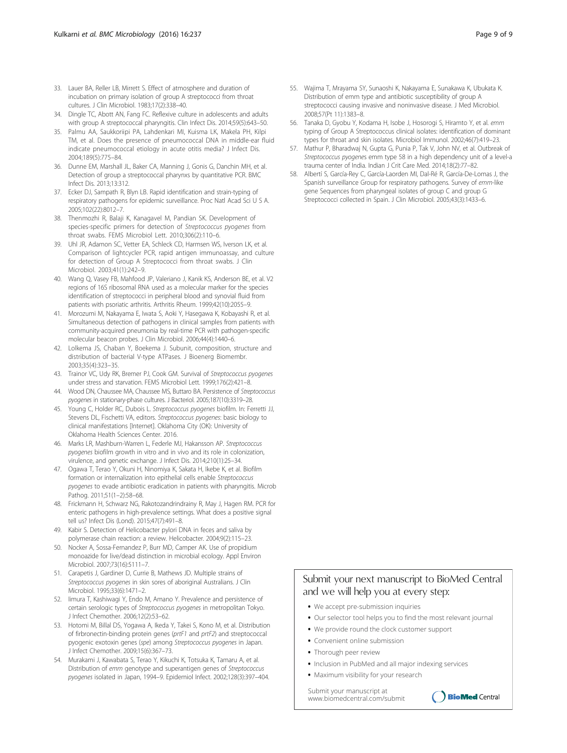33. Lauer BA, Reller LB, Mirrett S. Effect of atmosphere and duration of incubation on primary isolation of group A streptococci from throat cultures. J Clin Microbiol. 1983;17(2):338–40.
34. Dingle TC, Abott AN, Fang FC. Reflexive culture in adolescents and adults with group A streptococcal pharyngitis. Clin Infect Dis. 2014;59(5):643–50.
35. Palmu AA, Saukkoriipi PA, Lahdenkari MI, Kuisma LK, Makela PH, Kilpi TM, et al. Does the presence of pneumococcal DNA in middle-ear fluid indicate pneumococcal etiology in acute otitis media? J Infect Dis. 2004;189(5):775–84.
36. Dunne EM, Marshall JL, Baker CA, Manning J, Gonis G, Danchin MH, et al. Detection of group a streptococcal pharynxs by quantitative PCR. BMC Infect Dis. 2013;13:312.
37. Ecker DJ, Sampath R, Blyn LB. Rapid identification and strain-typing of respiratory pathogens for epidemic surveillance. Proc Natl Acad Sci U S A. 2005;102(22):8012–7.
38. Thenmozhi R, Balaji K, Kanagavel M, Pandian SK. Development of species-specific primers for detection of *Streptococcus pyogenes* from throat swabs. FEMS Microbiol Lett. 2010;306(2):110–6.
39. Uhl JR, Adamon SC, Vetter EA, Schleck CD, Harmsen WS, Iverson LK, et al. Comparison of lightcycler PCR, rapid antigen immunoassay, and culture for detection of Group A Streptococci from throat swabs. J Clin Microbiol. 2003;41(1):242–9.
40. Wang Q, Vasey FB, Mahfood JP, Valeriano J, Kanik KS, Anderson BE, et al. V2 regions of 16S ribosomal RNA used as a molecular marker for the species identification of streptococci in peripheral blood and synovial fluid from patients with psoriatic arthritis. Arthritis Rheum. 1999;42(10):2055–9.
41. Morozumi M, Nakayama E, Iwata S, Aoki Y, Hasegawa K, Kobayashi R, et al. Simultaneous detection of pathogens in clinical samples from patients with community-acquired pneumonia by real-time PCR with pathogen-specific molecular beacon probes. J Clin Microbiol. 2006;44(4):1440–6.
42. Lolkema JS, Chaban Y, Boekema J. Subunit, composition, structure and distribution of bacterial V-type ATPases. J Bioenerg Biomembr. 2003;35(4):323–35.
43. Trainor VC, Udy RK, Bremer PJ, Cook GM. Survival of *Streptococcus pyogenes* under stress and starvation. FEMS Microbiol Lett. 1999;176(2):421–8.
44. Wood DN, Chaussee MA, Chaussee MS, Buttaro BA. Persistence of *Streptococcus pyogenes* in stationary-phase cultures. J Bacteriol. 2005;187(10):3319–28.
45. Young C, Holder RC, Dubois L. *Streptococcus pyogenes* biofilm. In: Ferretti JJ, Stevens DL, Fischetti VA, editors. *Streptococcus pyogenes*: basic biology to clinical manifestations [Internet]. Oklahoma City (OK): University of Oklahoma Health Sciences Center. 2016.
46. Marks LR, Mashburn-Warren L, Federle MJ, Hakansson AP. *Streptococcus pyogenes* biofilm growth in vitro and in vivo and its role in colonization, virulence, and genetic exchange. J Infect Dis. 2014;210(1):25–34.
47. Ogawa T, Terao Y, Okuni H, Ninomiya K, Sakata H, Ikebe K, et al. Biofilm formation or internalization into epithelial cells enable *Streptococcus pyogenes* to evade antibiotic eradication in patients with pharyngitis. Microb Pathog. 2011;51(1–2):58–68.
48. Frickmann H, Schwarz NG, Rakotozandrindrainy R, May J, Hagen RM. PCR for enteric pathogens in high-prevalence settings. What does a positive signal tell us? Infect Dis (Lond). 2015;47(7):491–8.
49. Kabir S. Detection of Helicobacter pylori DNA in feces and saliva by polymerase chain reaction: a review. Helicobacter. 2004;9(2):115–23.
50. Nocker A, Sossa-Fernandez P, Burr MD, Camper AK. Use of propidium monoazide for live/dead distinction in microbial ecology. Appl Environ Microbiol. 2007;73(16):5111–7.
51. Carapetis J, Gardiner D, Currie B, Mathews JD. Multiple strains of *Streptococcus pyogenes* in skin sores of aboriginal Australians. J Clin Microbiol. 1995;33(6):1471–2.
52. Iimura T, Kashiwagi Y, Endo M, Amano Y. Prevalence and persistence of certain serologic types of *Streptococcus pyogenes* in metropolitan Tokyo. J Infect Chemother. 2006;12(2):53–62.
53. Hotomi M, Billal DS, Yogawa A, Ikeda Y, Takei S, Kono M, et al. Distribution of firbronectin-binding protein genes (*prtF1* and *prtF2*) and streptococcal pyogenic exotoxin genes (*spe*) among *Streptococcus pyogenes* in Japan. J Infect Chemother. 2009;15(6):367–73.
54. Murakami J, Kawabata S, Terao Y, Kikuchi K, Totsuka K, Tamaru A, et al. Distribution of *emm* genotype and superantigen genes of *Streptococcus pyogenes* isolated in Japan, 1994–9. Epidemiol Infect. 2002;128(3):397–404.
55. Wajima T, Mrayama SY, Sunaoshi K, Nakayama E, Sunakawa K, Ubukata K. Distribution of emm type and antibiotic susceptibility of group A streptococci causing invasive and noninvasive disease. J Med Microbiol. 2008;57(Pt 11):1383–8.
56. Tanaka D, Gyobu Y, Kodama H, Isobe J, Hosorogi S, Hiramto Y, et al. *emm* typing of Group A Streptococcus clinical isolates: identification of dominant types for throat and skin isolates. Microbiol Immunol. 2002;46(7):419–23.
57. Mathur P, Bharadwaj N, Gupta G, Punia P, Tak V, John NV, et al. Outbreak of *Streptococcus pyogenes* emm type 58 in a high dependency unit of a level-a trauma center of India. Indian J Crit Care Med. 2014;18(2):77–82.
58. Albertí S, García-Rey C, García-Laorden MI, Dal-Ré R, García-De-Lomas J, the Spanish surveillance Group for respiratory pathogens. Survey of *emm*-like gene Sequences from pharyngeal isolates of group C and group G Streptococci collected in Spain. J Clin Microbiol. 2005;43(3):1433–6.

## Submit your next manuscript to BioMed Central and we will help you at every step:

- We accept pre-submission inquiries
- Our selector tool helps you to find the most relevant journal
- We provide round the clock customer support
- Convenient online submission
- Thorough peer review
- Inclusion in PubMed and all major indexing services
- Maximum visibility for your research

Submit your manuscript at
www.biomedcentral.com/submit

BioMed Central